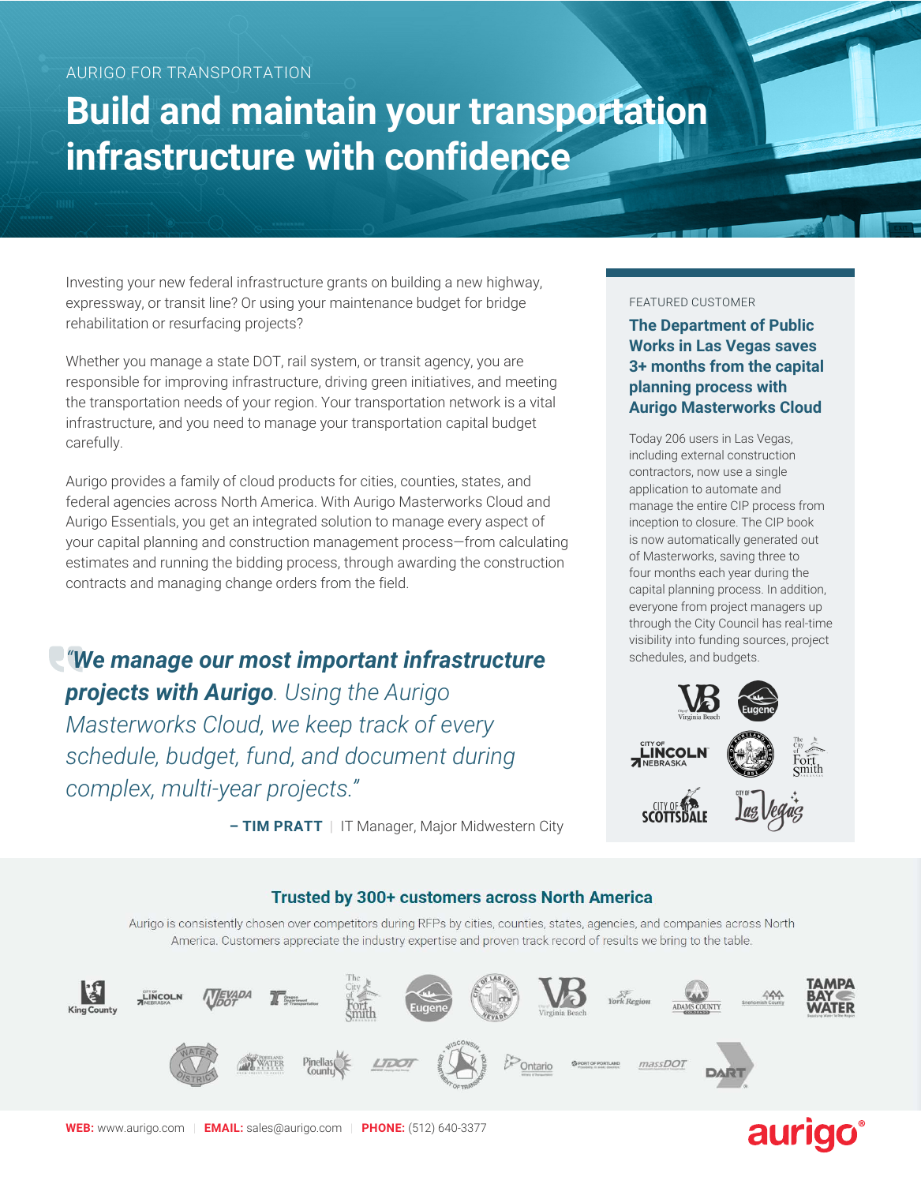AURIGO FOR TRANSPORTATION

# Build and maintain your transportation infrastructure with confidence

Investing your new federal infrastructure grants on building a new highway, expressway, or transit line? Or using your maintenance budget for bridge rehabilitation or resurfacing projects?

Whether you manage a state DOT, rail system, or transit agency, you are responsible for improving infrastructure, driving green initiatives, and meeting the transportation needs of your region. Your transportation network is a vital infrastructure, and you need to manage your transportation capital budget carefully.

Aurigo provides a family of cloud products for cities, counties, states, and federal agencies across North America. With Aurigo Masterworks Cloud and Aurigo Essentials, you get an integrated solution to manage every aspect of your capital planning and construction management process—from calculating estimates and running the bidding process, through awarding the construction contracts and managing change orders from the field.

> *"**We manage our most important infrastructure projects with Aurigo**. Using the Aurigo Masterworks Cloud, we keep track of every schedule, budget, fund, and document during complex, multi-year projects."*
>
> **– TIM PRATT** | IT Manager, Major Midwestern City

FEATURED CUSTOMER

### The Department of Public Works in Las Vegas saves 3+ months from the capital planning process with Aurigo Masterworks Cloud

Today 206 users in Las Vegas, including external construction contractors, now use a single application to automate and manage the entire CIP process from inception to closure. The CIP book is now automatically generated out of Masterworks, saving three to four months each year during the capital planning process. In addition, everyone from project managers up through the City Council has real-time visibility into funding sources, project schedules, and budgets.

## Trusted by 300+ customers across North America

Aurigo is consistently chosen over competitors during RFPs by cities, counties, states, agencies, and companies across North America. Customers appreciate the industry expertise and proven track record of results we bring to the table.

**WEB:** www.aurigo.com | **EMAIL:** sales@aurigo.com | **PHONE:** (512) 640-3377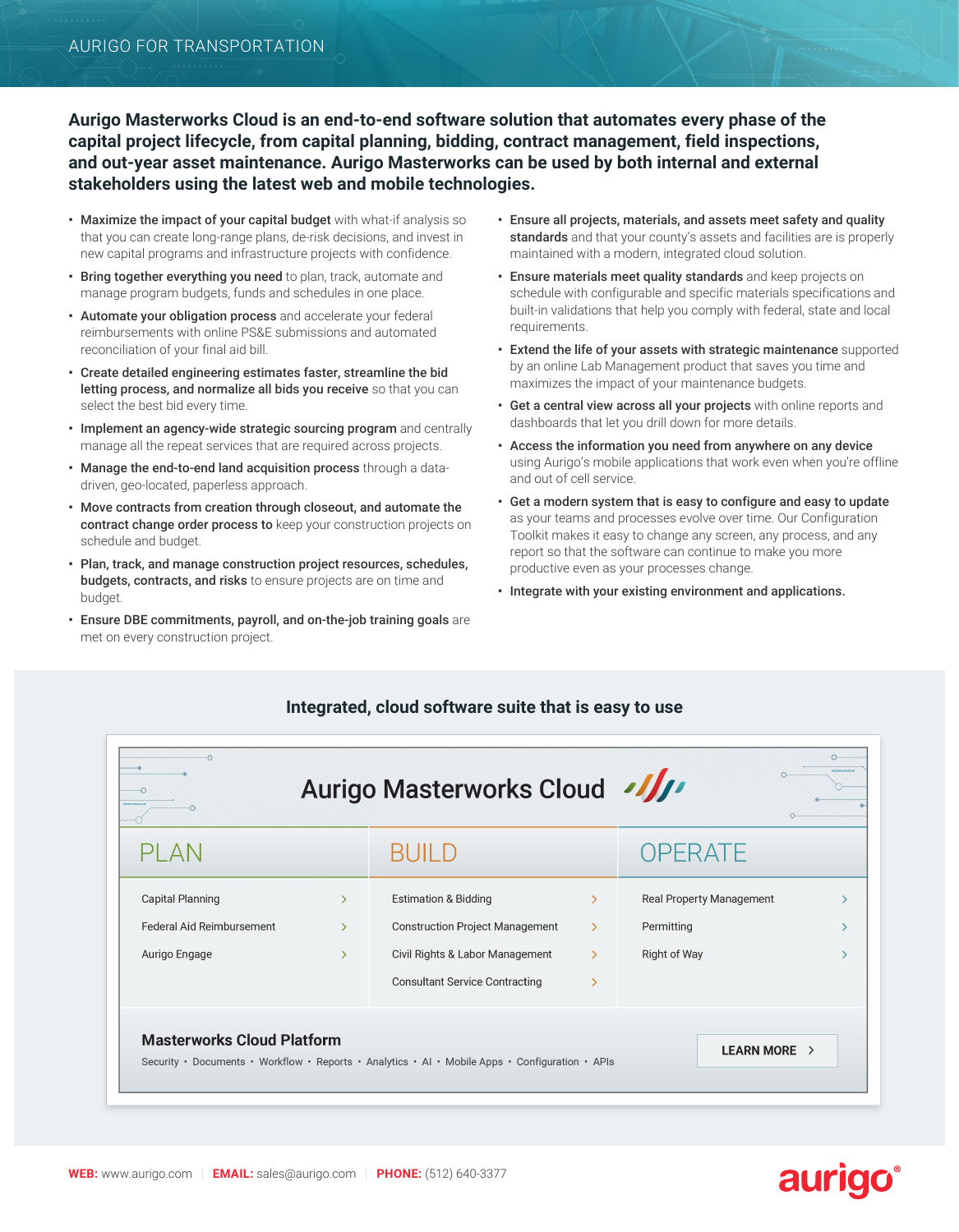AURIGO FOR TRANSPORTATION

**Aurigo Masterworks Cloud is an end-to-end software solution that automates every phase of the capital project lifecycle, from capital planning, bidding, contract management, field inspections, and out-year asset maintenance. Aurigo Masterworks can be used by both internal and external stakeholders using the latest web and mobile technologies.**

- **Maximize the impact of your capital budget** with what-if analysis so that you can create long-range plans, de-risk decisions, and invest in new capital programs and infrastructure projects with confidence.
- **Bring together everything you need** to plan, track, automate and manage program budgets, funds and schedules in one place.
- **Automate your obligation process** and accelerate your federal reimbursements with online PS&E submissions and automated reconciliation of your final aid bill.
- **Create detailed engineering estimates faster, streamline the bid letting process, and normalize all bids you receive** so that you can select the best bid every time.
- **Implement an agency-wide strategic sourcing program** and centrally manage all the repeat services that are required across projects.
- **Manage the end-to-end land acquisition process** through a data-driven, geo-located, paperless approach.
- **Move contracts from creation through closeout, and automate the contract change order process to** keep your construction projects on schedule and budget.
- **Plan, track, and manage construction project resources, schedules, budgets, contracts, and risks** to ensure projects are on time and budget.
- **Ensure DBE commitments, payroll, and on-the-job training goals** are met on every construction project.
- **Ensure all projects, materials, and assets meet safety and quality standards** and that your county's assets and facilities are is properly maintained with a modern, integrated cloud solution.
- **Ensure materials meet quality standards** and keep projects on schedule with configurable and specific materials specifications and built-in validations that help you comply with federal, state and local requirements.
- **Extend the life of your assets with strategic maintenance** supported by an online Lab Management product that saves you time and maximizes the impact of your maintenance budgets.
- **Get a central view across all your projects** with online reports and dashboards that let you drill down for more details.
- **Access the information you need from anywhere on any device** using Aurigo's mobile applications that work even when you're offline and out of cell service.
- **Get a modern system that is easy to configure and easy to update** as your teams and processes evolve over time. Our Configuration Toolkit makes it easy to change any screen, any process, and any report so that the software can continue to make you more productive even as your processes change.
- **Integrate with your existing environment and applications.**

## Integrated, cloud software suite that is easy to use

### Aurigo Masterworks Cloud

| PLAN | BUILD | OPERATE |
|---|---|---|
| Capital Planning | Estimation & Bidding | Real Property Management |
| Federal Aid Reimbursement | Construction Project Management | Permitting |
| Aurigo Engage | Civil Rights & Labor Management | Right of Way |
| | Consultant Service Contracting | |

**Masterworks Cloud Platform**

Security • Documents • Workflow • Reports • Analytics • AI • Mobile Apps • Configuration • APIs

LEARN MORE

**WEB:** www.aurigo.com | **EMAIL:** sales@aurigo.com | **PHONE:** (512) 640-3377

aurigo®